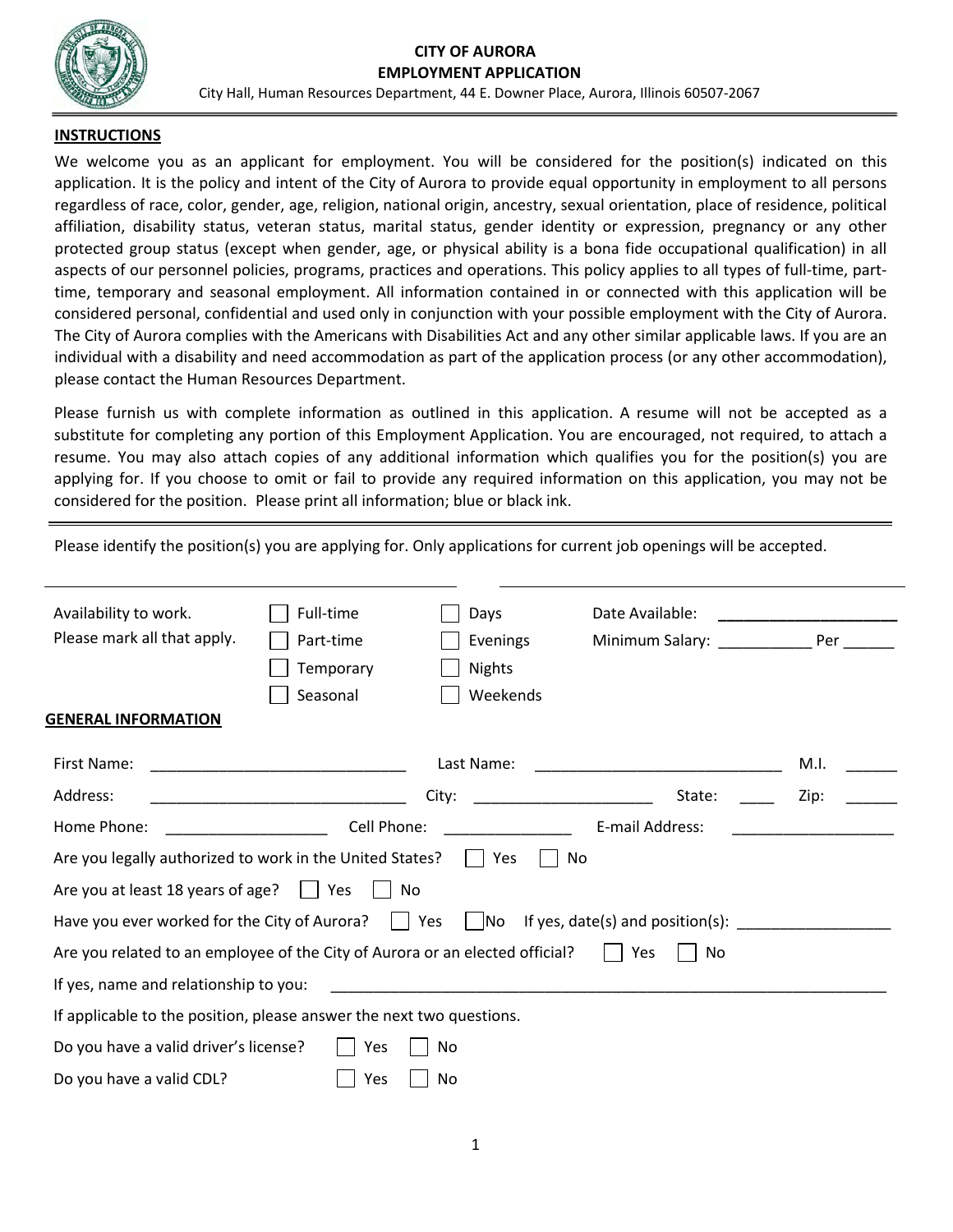# CITY OF AURORA
## EMPLOYMENT APPLICATION

City Hall, Human Resources Department, 44 E. Downer Place, Aurora, Illinois 60507-2067

**INSTRUCTIONS**

We welcome you as an applicant for employment. You will be considered for the position(s) indicated on this application. It is the policy and intent of the City of Aurora to provide equal opportunity in employment to all persons regardless of race, color, gender, age, religion, national origin, ancestry, sexual orientation, place of residence, political affiliation, disability status, veteran status, marital status, gender identity or expression, pregnancy or any other protected group status (except when gender, age, or physical ability is a bona fide occupational qualification) in all aspects of our personnel policies, programs, practices and operations. This policy applies to all types of full-time, part-time, temporary and seasonal employment. All information contained in or connected with this application will be considered personal, confidential and used only in conjunction with your possible employment with the City of Aurora. The City of Aurora complies with the Americans with Disabilities Act and any other similar applicable laws. If you are an individual with a disability and need accommodation as part of the application process (or any other accommodation), please contact the Human Resources Department.

Please furnish us with complete information as outlined in this application. A resume will not be accepted as a substitute for completing any portion of this Employment Application. You are encouraged, not required, to attach a resume. You may also attach copies of any additional information which qualifies you for the position(s) you are applying for. If you choose to omit or fail to provide any required information on this application, you may not be considered for the position. Please print all information; blue or black ink.

---

Please identify the position(s) you are applying for. Only applications for current job openings will be accepted.

______________________________ ______________________________

Availability to work. Please mark all that apply.

- ☐ Full-time
- ☐ Part-time
- ☐ Temporary
- ☐ Seasonal

- ☐ Days
- ☐ Evenings
- ☐ Nights
- ☐ Weekends

Date Available: ______________________

Minimum Salary: ___________ Per ______

**GENERAL INFORMATION**

First Name: ______________________________ Last Name: ______________________________ M.I. ______

Address: ______________________________ City: _____________________ State: ____ Zip: ______

Home Phone: ___________________ Cell Phone: _______________ E-mail Address: ___________________

Are you legally authorized to work in the United States? ☐ Yes ☐ No

Are you at least 18 years of age? ☐ Yes ☐ No

Have you ever worked for the City of Aurora? ☐ Yes ☐ No If yes, date(s) and position(s): __________________

Are you related to an employee of the City of Aurora or an elected official? ☐ Yes ☐ No

If yes, name and relationship to you: ____________________________________________________________________

If applicable to the position, please answer the next two questions.

Do you have a valid driver's license? ☐ Yes ☐ No

Do you have a valid CDL? ☐ Yes ☐ No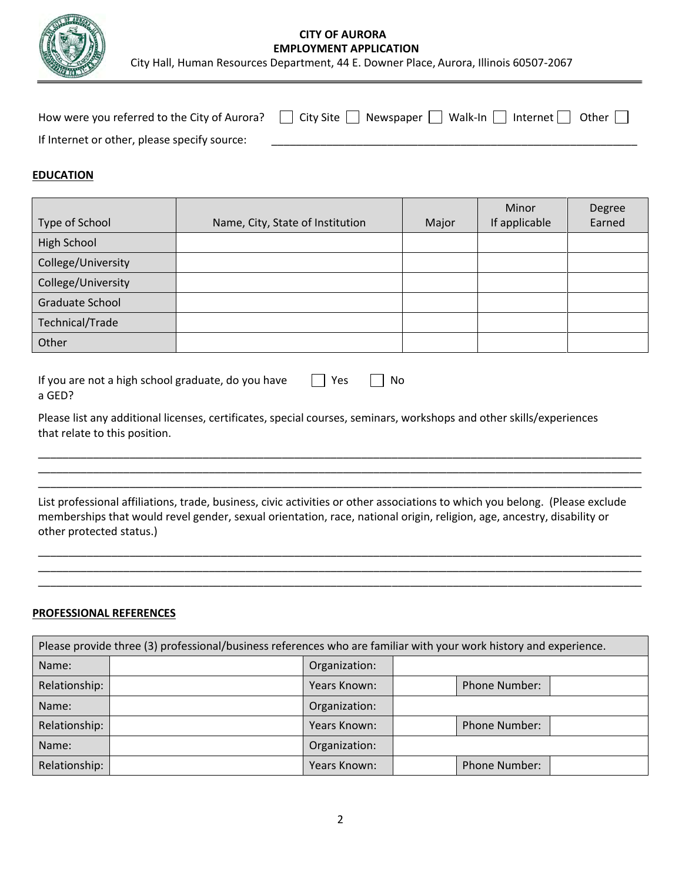**CITY OF AURORA**
**EMPLOYMENT APPLICATION**
City Hall, Human Resources Department, 44 E. Downer Place, Aurora, Illinois 60507-2067

How were you referred to the City of Aurora? ☐ City Site ☐ Newspaper ☐ Walk-In ☐ Internet ☐ Other ☐

If Internet or other, please specify source: ____________________________________________

## EDUCATION

| Type of School | Name, City, State of Institution | Major | Minor If applicable | Degree Earned |
|---|---|---|---|---|
| High School | | | | |
| College/University | | | | |
| College/University | | | | |
| Graduate School | | | | |
| Technical/Trade | | | | |
| Other | | | | |

If you are not a high school graduate, do you have a GED? ☐ Yes ☐ No

Please list any additional licenses, certificates, special courses, seminars, workshops and other skills/experiences that relate to this position.

____________________________________________________________________________________________
____________________________________________________________________________________________
____________________________________________________________________________________________

List professional affiliations, trade, business, civic activities or other associations to which you belong. (Please exclude memberships that would revel gender, sexual orientation, race, national origin, religion, age, ancestry, disability or other protected status.)

____________________________________________________________________________________________
____________________________________________________________________________________________
____________________________________________________________________________________________

## PROFESSIONAL REFERENCES

| Please provide three (3) professional/business references who are familiar with your work history and experience. | | | | | |
|---|---|---|---|---|---|
| Name: | | Organization: | | | |
| Relationship: | | Years Known: | | Phone Number: | |
| Name: | | Organization: | | | |
| Relationship: | | Years Known: | | Phone Number: | |
| Name: | | Organization: | | | |
| Relationship: | | Years Known: | | Phone Number: | |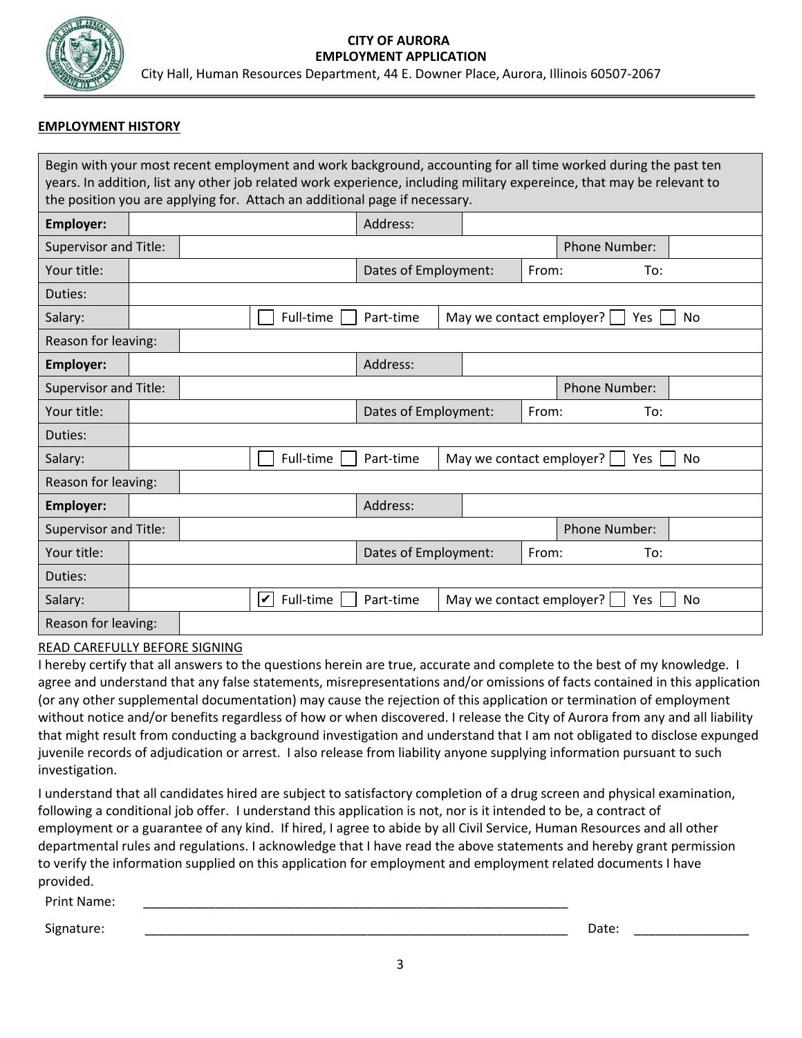**CITY OF AURORA**
**EMPLOYMENT APPLICATION**
City Hall, Human Resources Department, 44 E. Downer Place, Aurora, Illinois 60507-2067

## EMPLOYMENT HISTORY

Begin with your most recent employment and work background, accounting for all time worked during the past ten years. In addition, list any other job related work experience, including military expereince, that may be relevant to the position you are applying for. Attach an additional page if necessary.

| | | | |
|---|---|---|---|
| **Employer:** | | Address: | |
| Supervisor and Title: | | Phone Number: | |
| Your title: | | Dates of Employment: | From: To: |
| Duties: | | | |
| Salary: | ☐ Full-time ☐ Part-time | May we contact employer? ☐ Yes ☐ No | |
| Reason for leaving: | | | |
| **Employer:** | | Address: | |
| Supervisor and Title: | | Phone Number: | |
| Your title: | | Dates of Employment: | From: To: |
| Duties: | | | |
| Salary: | ☐ Full-time ☐ Part-time | May we contact employer? ☐ Yes ☐ No | |
| Reason for leaving: | | | |
| **Employer:** | | Address: | |
| Supervisor and Title: | | Phone Number: | |
| Your title: | | Dates of Employment: | From: To: |
| Duties: | | | |
| Salary: | ☑ Full-time ☐ Part-time | May we contact employer? ☐ Yes ☐ No | |
| Reason for leaving: | | | |

READ CAREFULLY BEFORE SIGNING

I hereby certify that all answers to the questions herein are true, accurate and complete to the best of my knowledge. I agree and understand that any false statements, misrepresentations and/or omissions of facts contained in this application (or any other supplemental documentation) may cause the rejection of this application or termination of employment without notice and/or benefits regardless of how or when discovered. I release the City of Aurora from any and all liability that might result from conducting a background investigation and understand that I am not obligated to disclose expunged juvenile records of adjudication or arrest. I also release from liability anyone supplying information pursuant to such investigation.

I understand that all candidates hired are subject to satisfactory completion of a drug screen and physical examination, following a conditional job offer. I understand this application is not, nor is it intended to be, a contract of employment or a guarantee of any kind. If hired, I agree to abide by all Civil Service, Human Resources and all other departmental rules and regulations. I acknowledge that I have read the above statements and hereby grant permission to verify the information supplied on this application for employment and employment related documents I have provided.

Print Name: _______________________________________________________________

Signature: _______________________________________________________________ Date: ________________